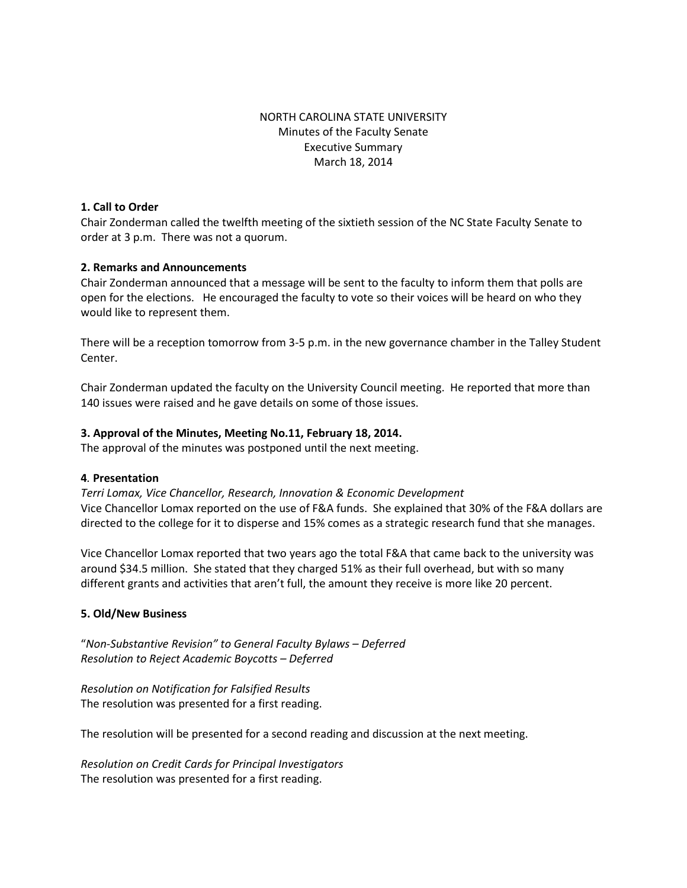NORTH CAROLINA STATE UNIVERSITY
Minutes of the Faculty Senate
Executive Summary
March 18, 2014

**1. Call to Order**
Chair Zonderman called the twelfth meeting of the sixtieth session of the NC State Faculty Senate to order at 3 p.m. There was not a quorum.

**2. Remarks and Announcements**
Chair Zonderman announced that a message will be sent to the faculty to inform them that polls are open for the elections. He encouraged the faculty to vote so their voices will be heard on who they would like to represent them.

There will be a reception tomorrow from 3-5 p.m. in the new governance chamber in the Talley Student Center.

Chair Zonderman updated the faculty on the University Council meeting. He reported that more than 140 issues were raised and he gave details on some of those issues.

**3. Approval of the Minutes, Meeting No.11, February 18, 2014.**
The approval of the minutes was postponed until the next meeting.

**4. Presentation**
*Terri Lomax, Vice Chancellor, Research, Innovation & Economic Development*
Vice Chancellor Lomax reported on the use of F&A funds. She explained that 30% of the F&A dollars are directed to the college for it to disperse and 15% comes as a strategic research fund that she manages.

Vice Chancellor Lomax reported that two years ago the total F&A that came back to the university was around $34.5 million. She stated that they charged 51% as their full overhead, but with so many different grants and activities that aren't full, the amount they receive is more like 20 percent.

**5. Old/New Business**

"*Non-Substantive Revision" to General Faculty Bylaws – Deferred*
*Resolution to Reject Academic Boycotts – Deferred*

*Resolution on Notification for Falsified Results*
The resolution was presented for a first reading.

The resolution will be presented for a second reading and discussion at the next meeting.

*Resolution on Credit Cards for Principal Investigators*
The resolution was presented for a first reading.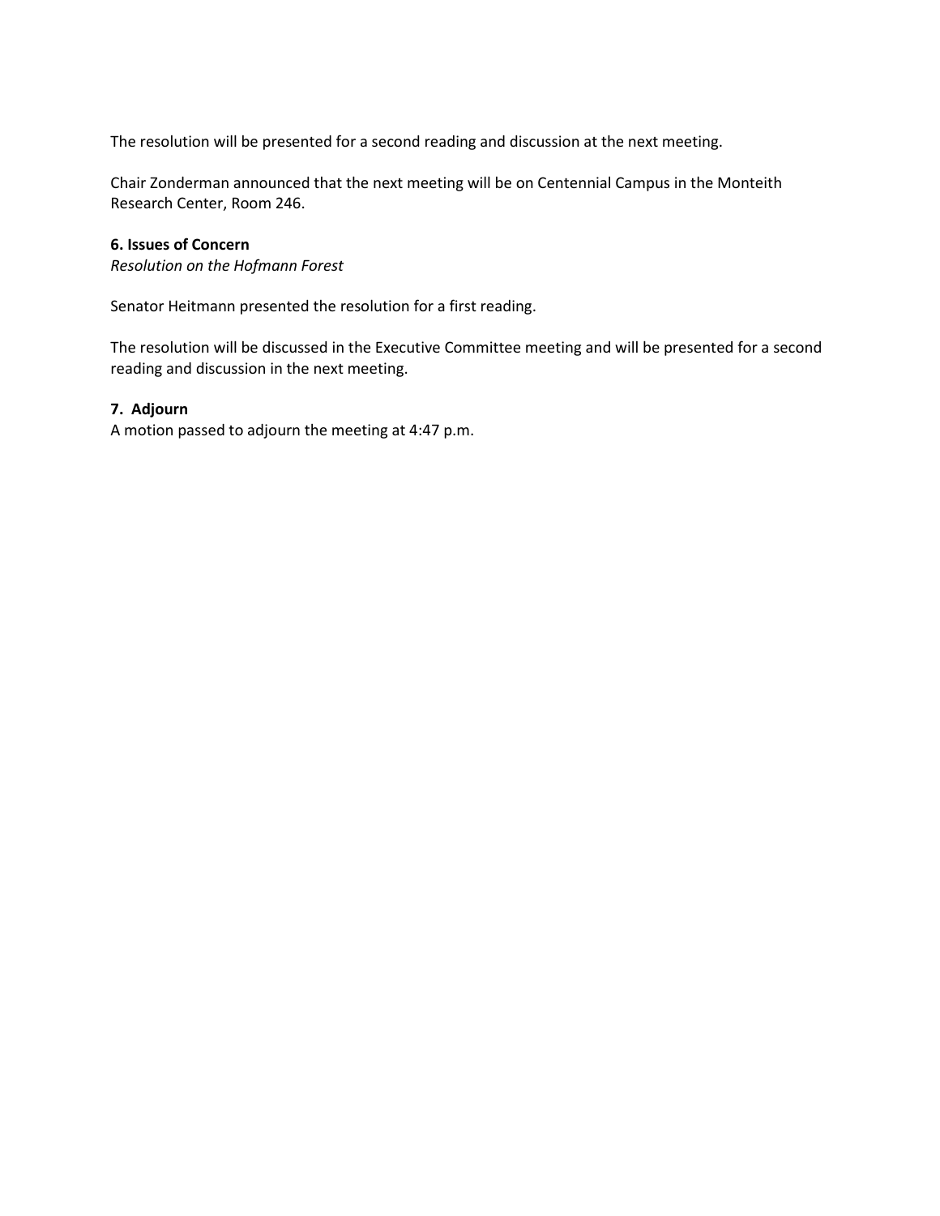The resolution will be presented for a second reading and discussion at the next meeting.

Chair Zonderman announced that the next meeting will be on Centennial Campus in the Monteith Research Center, Room 246.

**6. Issues of Concern**

*Resolution on the Hofmann Forest*

Senator Heitmann presented the resolution for a first reading.

The resolution will be discussed in the Executive Committee meeting and will be presented for a second reading and discussion in the next meeting.

**7. Adjourn**

A motion passed to adjourn the meeting at 4:47 p.m.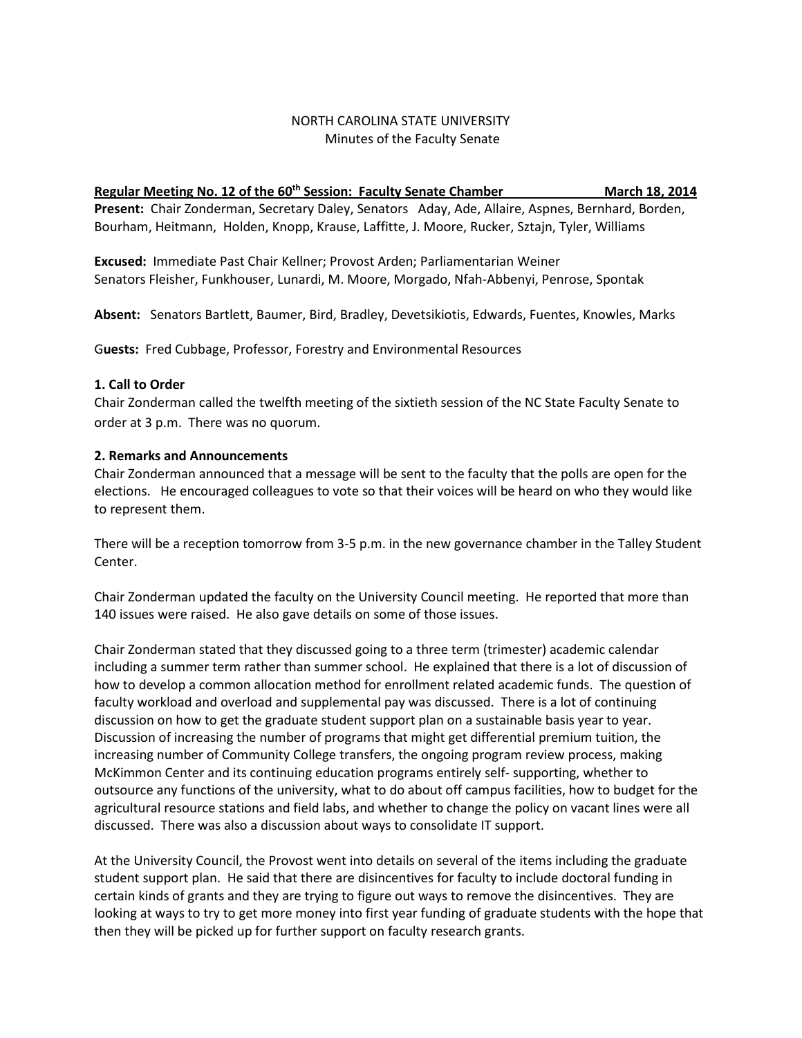NORTH CAROLINA STATE UNIVERSITY
Minutes of the Faculty Senate

**Regular Meeting No. 12 of the 60th Session: Faculty Senate Chamber March 18, 2014**

**Present:** Chair Zonderman, Secretary Daley, Senators Aday, Ade, Allaire, Aspnes, Bernhard, Borden, Bourham, Heitmann, Holden, Knopp, Krause, Laffitte, J. Moore, Rucker, Sztajn, Tyler, Williams

**Excused:** Immediate Past Chair Kellner; Provost Arden; Parliamentarian Weiner
Senators Fleisher, Funkhouser, Lunardi, M. Moore, Morgado, Nfah-Abbenyi, Penrose, Spontak

**Absent:** Senators Bartlett, Baumer, Bird, Bradley, Devetsikiotis, Edwards, Fuentes, Knowles, Marks

**Guests:** Fred Cubbage, Professor, Forestry and Environmental Resources

**1. Call to Order**

Chair Zonderman called the twelfth meeting of the sixtieth session of the NC State Faculty Senate to order at 3 p.m. There was no quorum.

**2. Remarks and Announcements**

Chair Zonderman announced that a message will be sent to the faculty that the polls are open for the elections. He encouraged colleagues to vote so that their voices will be heard on who they would like to represent them.

There will be a reception tomorrow from 3-5 p.m. in the new governance chamber in the Talley Student Center.

Chair Zonderman updated the faculty on the University Council meeting. He reported that more than 140 issues were raised. He also gave details on some of those issues.

Chair Zonderman stated that they discussed going to a three term (trimester) academic calendar including a summer term rather than summer school. He explained that there is a lot of discussion of how to develop a common allocation method for enrollment related academic funds. The question of faculty workload and overload and supplemental pay was discussed. There is a lot of continuing discussion on how to get the graduate student support plan on a sustainable basis year to year. Discussion of increasing the number of programs that might get differential premium tuition, the increasing number of Community College transfers, the ongoing program review process, making McKimmon Center and its continuing education programs entirely self- supporting, whether to outsource any functions of the university, what to do about off campus facilities, how to budget for the agricultural resource stations and field labs, and whether to change the policy on vacant lines were all discussed. There was also a discussion about ways to consolidate IT support.

At the University Council, the Provost went into details on several of the items including the graduate student support plan. He said that there are disincentives for faculty to include doctoral funding in certain kinds of grants and they are trying to figure out ways to remove the disincentives. They are looking at ways to try to get more money into first year funding of graduate students with the hope that then they will be picked up for further support on faculty research grants.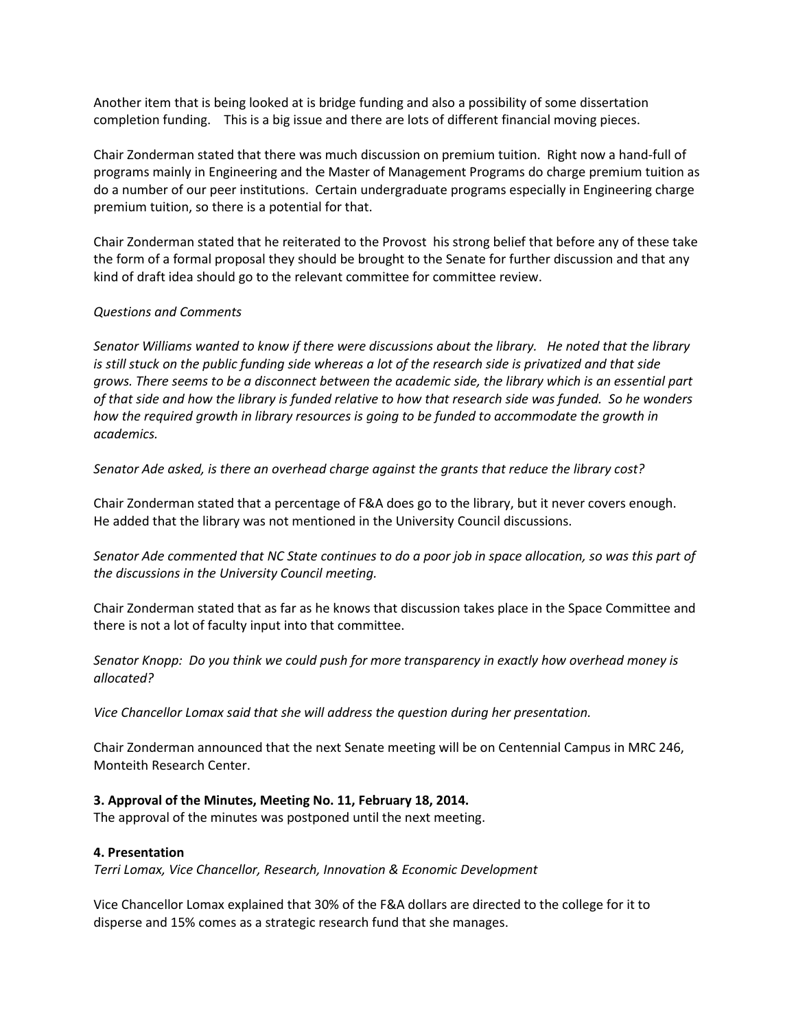Another item that is being looked at is bridge funding and also a possibility of some dissertation completion funding. This is a big issue and there are lots of different financial moving pieces.

Chair Zonderman stated that there was much discussion on premium tuition. Right now a hand-full of programs mainly in Engineering and the Master of Management Programs do charge premium tuition as do a number of our peer institutions. Certain undergraduate programs especially in Engineering charge premium tuition, so there is a potential for that.

Chair Zonderman stated that he reiterated to the Provost his strong belief that before any of these take the form of a formal proposal they should be brought to the Senate for further discussion and that any kind of draft idea should go to the relevant committee for committee review.

*Questions and Comments*

*Senator Williams wanted to know if there were discussions about the library. He noted that the library is still stuck on the public funding side whereas a lot of the research side is privatized and that side grows. There seems to be a disconnect between the academic side, the library which is an essential part of that side and how the library is funded relative to how that research side was funded. So he wonders how the required growth in library resources is going to be funded to accommodate the growth in academics.*

*Senator Ade asked, is there an overhead charge against the grants that reduce the library cost?*

Chair Zonderman stated that a percentage of F&A does go to the library, but it never covers enough. He added that the library was not mentioned in the University Council discussions.

*Senator Ade commented that NC State continues to do a poor job in space allocation, so was this part of the discussions in the University Council meeting.*

Chair Zonderman stated that as far as he knows that discussion takes place in the Space Committee and there is not a lot of faculty input into that committee.

*Senator Knopp: Do you think we could push for more transparency in exactly how overhead money is allocated?*

*Vice Chancellor Lomax said that she will address the question during her presentation.*

Chair Zonderman announced that the next Senate meeting will be on Centennial Campus in MRC 246, Monteith Research Center.

**3. Approval of the Minutes, Meeting No. 11, February 18, 2014.**
The approval of the minutes was postponed until the next meeting.

**4. Presentation**
*Terri Lomax, Vice Chancellor, Research, Innovation & Economic Development*

Vice Chancellor Lomax explained that 30% of the F&A dollars are directed to the college for it to disperse and 15% comes as a strategic research fund that she manages.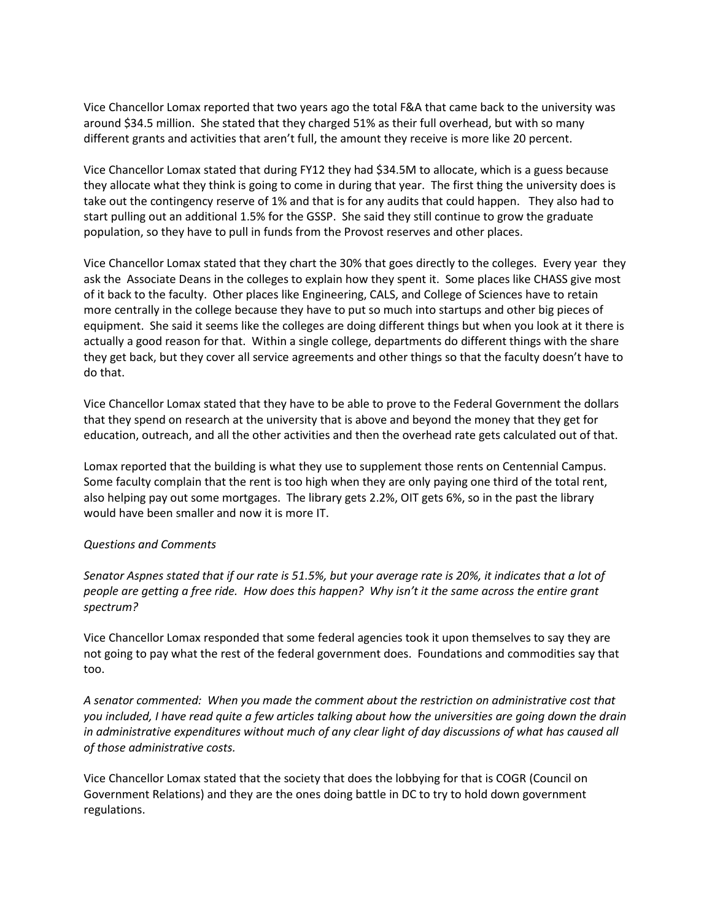Vice Chancellor Lomax reported that two years ago the total F&A that came back to the university was around $34.5 million. She stated that they charged 51% as their full overhead, but with so many different grants and activities that aren't full, the amount they receive is more like 20 percent.

Vice Chancellor Lomax stated that during FY12 they had $34.5M to allocate, which is a guess because they allocate what they think is going to come in during that year. The first thing the university does is take out the contingency reserve of 1% and that is for any audits that could happen. They also had to start pulling out an additional 1.5% for the GSSP. She said they still continue to grow the graduate population, so they have to pull in funds from the Provost reserves and other places.

Vice Chancellor Lomax stated that they chart the 30% that goes directly to the colleges. Every year they ask the Associate Deans in the colleges to explain how they spent it. Some places like CHASS give most of it back to the faculty. Other places like Engineering, CALS, and College of Sciences have to retain more centrally in the college because they have to put so much into startups and other big pieces of equipment. She said it seems like the colleges are doing different things but when you look at it there is actually a good reason for that. Within a single college, departments do different things with the share they get back, but they cover all service agreements and other things so that the faculty doesn't have to do that.

Vice Chancellor Lomax stated that they have to be able to prove to the Federal Government the dollars that they spend on research at the university that is above and beyond the money that they get for education, outreach, and all the other activities and then the overhead rate gets calculated out of that.

Lomax reported that the building is what they use to supplement those rents on Centennial Campus. Some faculty complain that the rent is too high when they are only paying one third of the total rent, also helping pay out some mortgages. The library gets 2.2%, OIT gets 6%, so in the past the library would have been smaller and now it is more IT.

*Questions and Comments*

*Senator Aspnes stated that if our rate is 51.5%, but your average rate is 20%, it indicates that a lot of people are getting a free ride. How does this happen? Why isn't it the same across the entire grant spectrum?*

Vice Chancellor Lomax responded that some federal agencies took it upon themselves to say they are not going to pay what the rest of the federal government does. Foundations and commodities say that too.

*A senator commented: When you made the comment about the restriction on administrative cost that you included, I have read quite a few articles talking about how the universities are going down the drain in administrative expenditures without much of any clear light of day discussions of what has caused all of those administrative costs.*

Vice Chancellor Lomax stated that the society that does the lobbying for that is COGR (Council on Government Relations) and they are the ones doing battle in DC to try to hold down government regulations.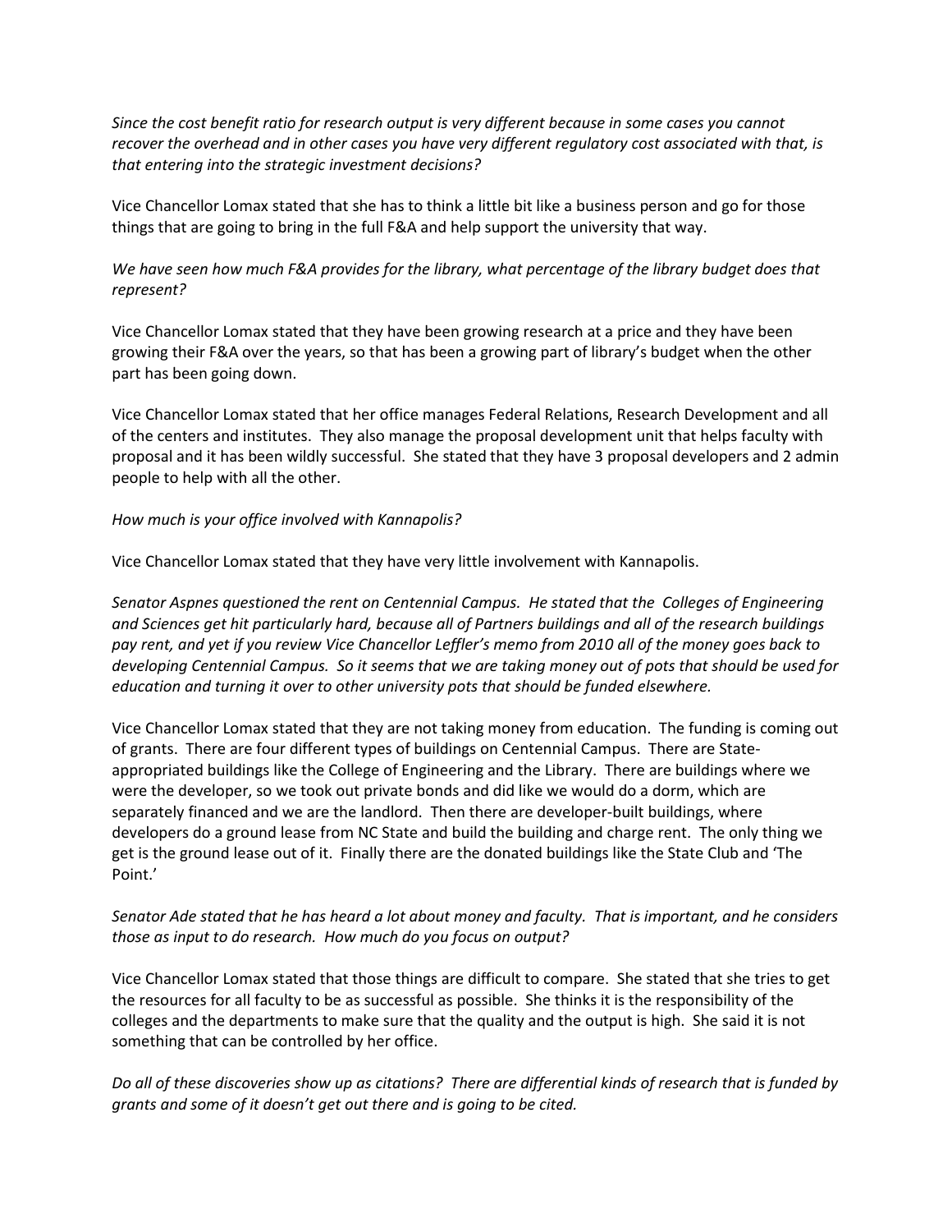*Since the cost benefit ratio for research output is very different because in some cases you cannot recover the overhead and in other cases you have very different regulatory cost associated with that, is that entering into the strategic investment decisions?*

Vice Chancellor Lomax stated that she has to think a little bit like a business person and go for those things that are going to bring in the full F&A and help support the university that way.

*We have seen how much F&A provides for the library, what percentage of the library budget does that represent?*

Vice Chancellor Lomax stated that they have been growing research at a price and they have been growing their F&A over the years, so that has been a growing part of library's budget when the other part has been going down.

Vice Chancellor Lomax stated that her office manages Federal Relations, Research Development and all of the centers and institutes. They also manage the proposal development unit that helps faculty with proposal and it has been wildly successful. She stated that they have 3 proposal developers and 2 admin people to help with all the other.

*How much is your office involved with Kannapolis?*

Vice Chancellor Lomax stated that they have very little involvement with Kannapolis.

*Senator Aspnes questioned the rent on Centennial Campus. He stated that the Colleges of Engineering and Sciences get hit particularly hard, because all of Partners buildings and all of the research buildings pay rent, and yet if you review Vice Chancellor Leffler's memo from 2010 all of the money goes back to developing Centennial Campus. So it seems that we are taking money out of pots that should be used for education and turning it over to other university pots that should be funded elsewhere.*

Vice Chancellor Lomax stated that they are not taking money from education. The funding is coming out of grants. There are four different types of buildings on Centennial Campus. There are State-appropriated buildings like the College of Engineering and the Library. There are buildings where we were the developer, so we took out private bonds and did like we would do a dorm, which are separately financed and we are the landlord. Then there are developer-built buildings, where developers do a ground lease from NC State and build the building and charge rent. The only thing we get is the ground lease out of it. Finally there are the donated buildings like the State Club and 'The Point.'

*Senator Ade stated that he has heard a lot about money and faculty. That is important, and he considers those as input to do research. How much do you focus on output?*

Vice Chancellor Lomax stated that those things are difficult to compare. She stated that she tries to get the resources for all faculty to be as successful as possible. She thinks it is the responsibility of the colleges and the departments to make sure that the quality and the output is high. She said it is not something that can be controlled by her office.

*Do all of these discoveries show up as citations? There are differential kinds of research that is funded by grants and some of it doesn't get out there and is going to be cited.*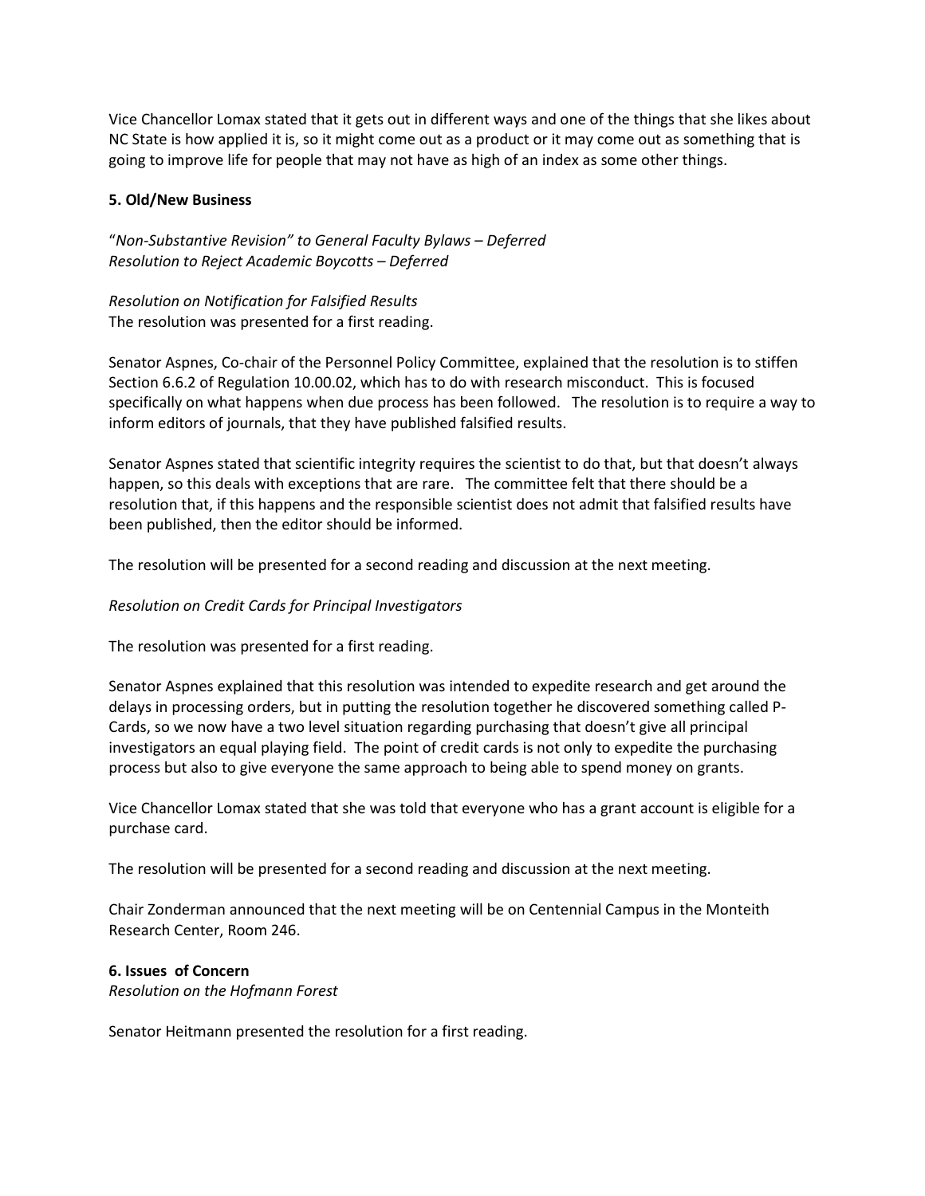Vice Chancellor Lomax stated that it gets out in different ways and one of the things that she likes about NC State is how applied it is, so it might come out as a product or it may come out as something that is going to improve life for people that may not have as high of an index as some other things.

**5. Old/New Business**

"*Non-Substantive Revision" to General Faculty Bylaws – Deferred*
*Resolution to Reject Academic Boycotts – Deferred*

*Resolution on Notification for Falsified Results*
The resolution was presented for a first reading.

Senator Aspnes, Co-chair of the Personnel Policy Committee, explained that the resolution is to stiffen Section 6.6.2 of Regulation 10.00.02, which has to do with research misconduct. This is focused specifically on what happens when due process has been followed. The resolution is to require a way to inform editors of journals, that they have published falsified results.

Senator Aspnes stated that scientific integrity requires the scientist to do that, but that doesn't always happen, so this deals with exceptions that are rare. The committee felt that there should be a resolution that, if this happens and the responsible scientist does not admit that falsified results have been published, then the editor should be informed.

The resolution will be presented for a second reading and discussion at the next meeting.

*Resolution on Credit Cards for Principal Investigators*

The resolution was presented for a first reading.

Senator Aspnes explained that this resolution was intended to expedite research and get around the delays in processing orders, but in putting the resolution together he discovered something called P-Cards, so we now have a two level situation regarding purchasing that doesn't give all principal investigators an equal playing field. The point of credit cards is not only to expedite the purchasing process but also to give everyone the same approach to being able to spend money on grants.

Vice Chancellor Lomax stated that she was told that everyone who has a grant account is eligible for a purchase card.

The resolution will be presented for a second reading and discussion at the next meeting.

Chair Zonderman announced that the next meeting will be on Centennial Campus in the Monteith Research Center, Room 246.

**6. Issues of Concern**
*Resolution on the Hofmann Forest*

Senator Heitmann presented the resolution for a first reading.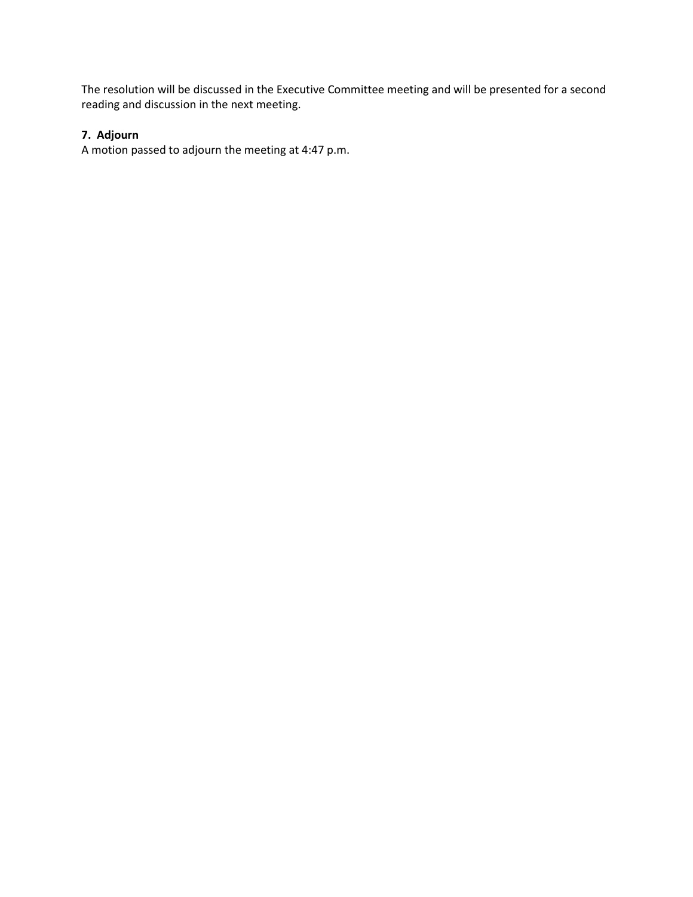The resolution will be discussed in the Executive Committee meeting and will be presented for a second reading and discussion in the next meeting.

**7. Adjourn**

A motion passed to adjourn the meeting at 4:47 p.m.